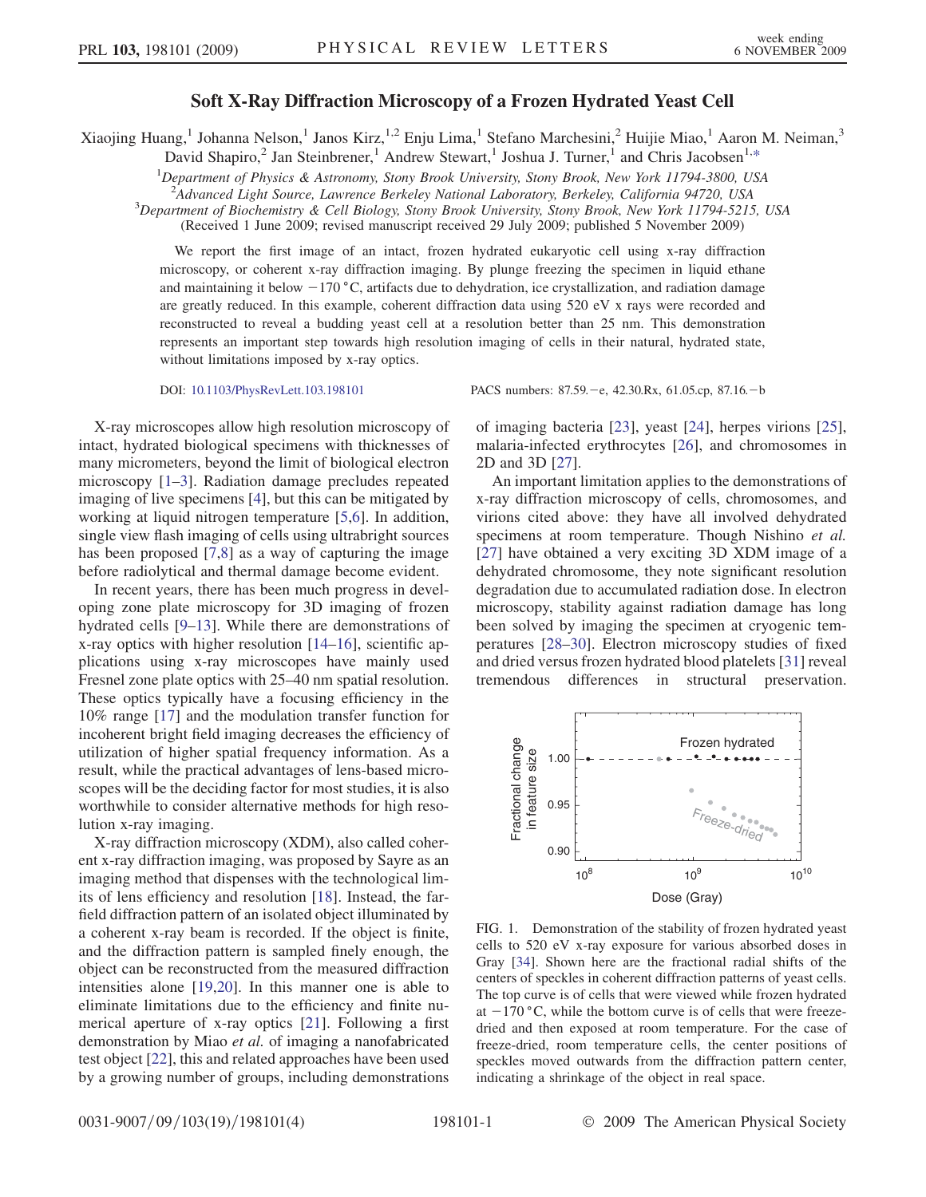# Soft X-Ray Diffraction Microscopy of a Frozen Hydrated Yeast Cell

Xiaojing Huang,[1] Johanna Nelson,[1] Janos Kirz,[1,2] Enju Lima,[1] Stefano Marchesini,[2] Huijie Miao,[1] Aaron M. Neiman,[3] David Shapiro,[2] Jan Steinbrener,[1] Andrew Stewart,[1] Joshua J. Turner,[1] and Chris Jacobsen[1,*]

[1]Department of Physics & Astronomy, Stony Brook University, Stony Brook, New York 11794-3800, USA
[2]Advanced Light Source, Lawrence Berkeley National Laboratory, Berkeley, California 94720, USA
[3]Department of Biochemistry & Cell Biology, Stony Brook University, Stony Brook, New York 11794-5215, USA
(Received 1 June 2009; revised manuscript received 29 July 2009; published 5 November 2009)

We report the first image of an intact, frozen hydrated eukaryotic cell using x-ray diffraction microscopy, or coherent x-ray diffraction imaging. By plunge freezing the specimen in liquid ethane and maintaining it below −170 °C, artifacts due to dehydration, ice crystallization, and radiation damage are greatly reduced. In this example, coherent diffraction data using 520 eV x rays were recorded and reconstructed to reveal a budding yeast cell at a resolution better than 25 nm. This demonstration represents an important step towards high resolution imaging of cells in their natural, hydrated state, without limitations imposed by x-ray optics.

DOI: 10.1103/PhysRevLett.103.198101 PACS numbers: 87.59.−e, 42.30.Rx, 61.05.cp, 87.16.−b

X-ray microscopes allow high resolution microscopy of intact, hydrated biological specimens with thicknesses of many micrometers, beyond the limit of biological electron microscopy [1–3]. Radiation damage precludes repeated imaging of live specimens [4], but this can be mitigated by working at liquid nitrogen temperature [5,6]. In addition, single view flash imaging of cells using ultrabright sources has been proposed [7,8] as a way of capturing the image before radiolytical and thermal damage become evident.

In recent years, there has been much progress in developing zone plate microscopy for 3D imaging of frozen hydrated cells [9–13]. While there are demonstrations of x-ray optics with higher resolution [14–16], scientific applications using x-ray microscopes have mainly used Fresnel zone plate optics with 25–40 nm spatial resolution. These optics typically have a focusing efficiency in the 10% range [17] and the modulation transfer function for incoherent bright field imaging decreases the efficiency of utilization of higher spatial frequency information. As a result, while the practical advantages of lens-based microscopes will be the deciding factor for most studies, it is also worthwhile to consider alternative methods for high resolution x-ray imaging.

X-ray diffraction microscopy (XDM), also called coherent x-ray diffraction imaging, was proposed by Sayre as an imaging method that dispenses with the technological limits of lens efficiency and resolution [18]. Instead, the far-field diffraction pattern of an isolated object illuminated by a coherent x-ray beam is recorded. If the object is finite, and the diffraction pattern is sampled finely enough, the object can be reconstructed from the measured diffraction intensities alone [19,20]. In this manner one is able to eliminate limitations due to the efficiency and finite numerical aperture of x-ray optics [21]. Following a first demonstration by Miao *et al.* of imaging a nanofabricated test object [22], this and related approaches have been used by a growing number of groups, including demonstrations of imaging bacteria [23], yeast [24], herpes virions [25], malaria-infected erythrocytes [26], and chromosomes in 2D and 3D [27].

An important limitation applies to the demonstrations of x-ray diffraction microscopy of cells, chromosomes, and virions cited above: they have all involved dehydrated specimens at room temperature. Though Nishino *et al.* [27] have obtained a very exciting 3D XDM image of a dehydrated chromosome, they note significant resolution degradation due to accumulated radiation dose. In electron microscopy, stability against radiation damage has long been solved by imaging the specimen at cryogenic temperatures [28–30]. Electron microscopy studies of fixed and dried versus frozen hydrated blood platelets [31] reveal tremendous differences in structural preservation.

FIG. 1. Demonstration of the stability of frozen hydrated yeast cells to 520 eV x-ray exposure for various absorbed doses in Gray [34]. Shown here are the fractional radial shifts of the centers of speckles in coherent diffraction patterns of yeast cells. The top curve is of cells that were viewed while frozen hydrated at −170 °C, while the bottom curve is of cells that were freeze-dried and then exposed at room temperature. For the case of freeze-dried, room temperature cells, the center positions of speckles moved outwards from the diffraction pattern center, indicating a shrinkage of the object in real space.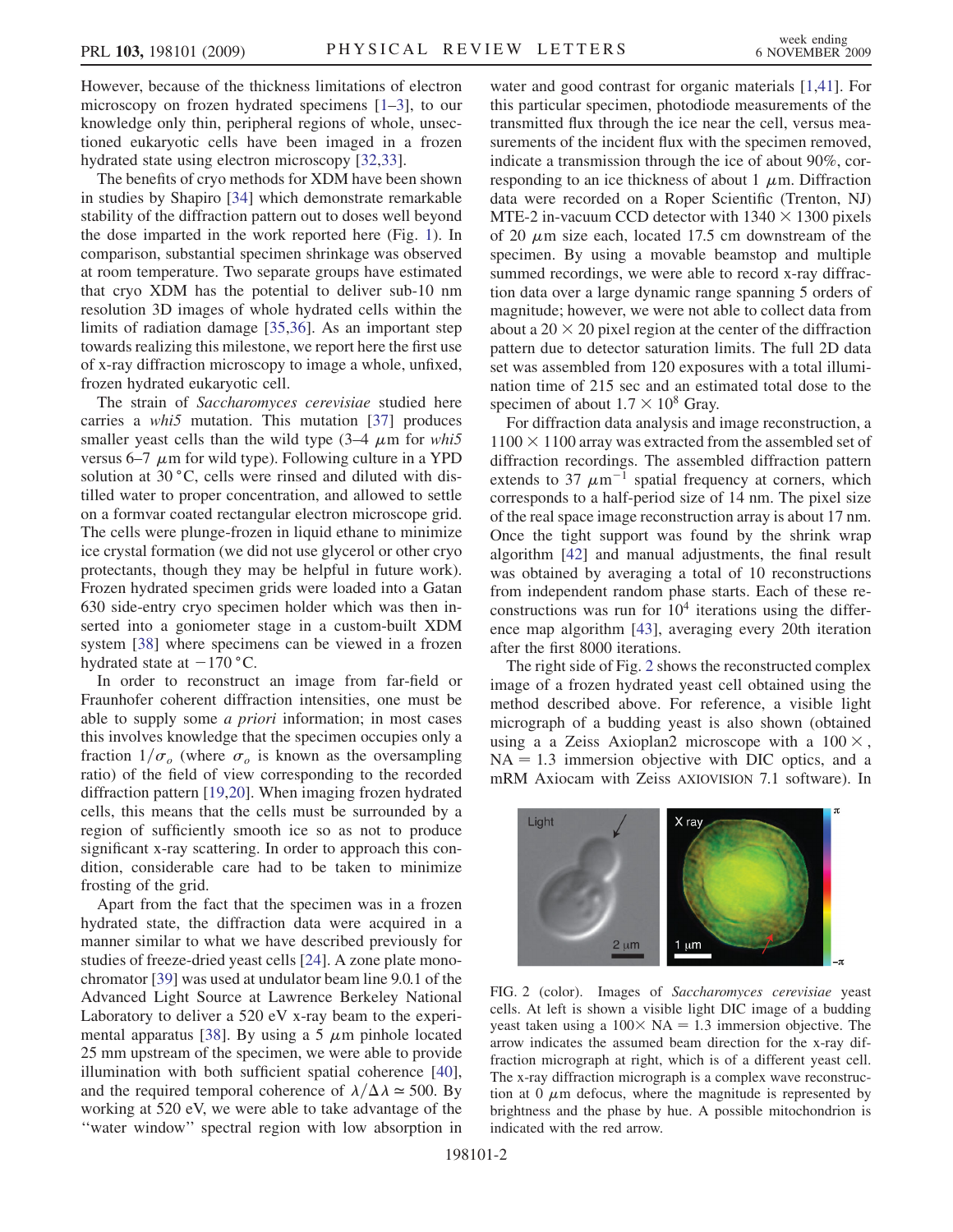However, because of the thickness limitations of electron microscopy on frozen hydrated specimens [1–3], to our knowledge only thin, peripheral regions of whole, unsectioned eukaryotic cells have been imaged in a frozen hydrated state using electron microscopy [32,33].

The benefits of cryo methods for XDM have been shown in studies by Shapiro [34] which demonstrate remarkable stability of the diffraction pattern out to doses well beyond the dose imparted in the work reported here (Fig. 1). In comparison, substantial specimen shrinkage was observed at room temperature. Two separate groups have estimated that cryo XDM has the potential to deliver sub-10 nm resolution 3D images of whole hydrated cells within the limits of radiation damage [35,36]. As an important step towards realizing this milestone, we report here the first use of x-ray diffraction microscopy to image a whole, unfixed, frozen hydrated eukaryotic cell.

The strain of *Saccharomyces cerevisiae* studied here carries a *whi5* mutation. This mutation [37] produces smaller yeast cells than the wild type (3–4 $\mu$m for *whi5* versus 6–7 $\mu$m for wild type). Following culture in a YPD solution at 30 °C, cells were rinsed and diluted with distilled water to proper concentration, and allowed to settle on a formvar coated rectangular electron microscope grid. The cells were plunge-frozen in liquid ethane to minimize ice crystal formation (we did not use glycerol or other cryo protectants, though they may be helpful in future work). Frozen hydrated specimen grids were loaded into a Gatan 630 side-entry cryo specimen holder which was then inserted into a goniometer stage in a custom-built XDM system [38] where specimens can be viewed in a frozen hydrated state at −170 °C.

In order to reconstruct an image from far-field or Fraunhofer coherent diffraction intensities, one must be able to supply some *a priori* information; in most cases this involves knowledge that the specimen occupies only a fraction $1/\sigma_o$ (where $\sigma_o$ is known as the oversampling ratio) of the field of view corresponding to the recorded diffraction pattern [19,20]. When imaging frozen hydrated cells, this means that the cells must be surrounded by a region of sufficiently smooth ice so as not to produce significant x-ray scattering. In order to approach this condition, considerable care had to be taken to minimize frosting of the grid.

Apart from the fact that the specimen was in a frozen hydrated state, the diffraction data were acquired in a manner similar to what we have described previously for studies of freeze-dried yeast cells [24]. A zone plate monochromator [39] was used at undulator beam line 9.0.1 of the Advanced Light Source at Lawrence Berkeley National Laboratory to deliver a 520 eV x-ray beam to the experimental apparatus [38]. By using a 5 $\mu$m pinhole located 25 mm upstream of the specimen, we were able to provide illumination with both sufficient spatial coherence [40], and the required temporal coherence of $\lambda/\Delta\lambda \simeq 500$. By working at 520 eV, we were able to take advantage of the "water window" spectral region with low absorption in water and good contrast for organic materials [1,41]. For this particular specimen, photodiode measurements of the transmitted flux through the ice near the cell, versus measurements of the incident flux with the specimen removed, indicate a transmission through the ice of about 90%, corresponding to an ice thickness of about 1 $\mu$m. Diffraction data were recorded on a Roper Scientific (Trenton, NJ) MTE-2 in-vacuum CCD detector with $1340 \times 1300$ pixels of 20 $\mu$m size each, located 17.5 cm downstream of the specimen. By using a movable beamstop and multiple summed recordings, we were able to record x-ray diffraction data over a large dynamic range spanning 5 orders of magnitude; however, we were not able to collect data from about a $20 \times 20$ pixel region at the center of the diffraction pattern due to detector saturation limits. The full 2D data set was assembled from 120 exposures with a total illumination time of 215 sec and an estimated total dose to the specimen of about $1.7 \times 10^8$ Gray.

For diffraction data analysis and image reconstruction, a $1100 \times 1100$ array was extracted from the assembled set of diffraction recordings. The assembled diffraction pattern extends to 37 $\mu$m$^{-1}$ spatial frequency at corners, which corresponds to a half-period size of 14 nm. The pixel size of the real space image reconstruction array is about 17 nm. Once the tight support was found by the shrink wrap algorithm [42] and manual adjustments, the final result was obtained by averaging a total of 10 reconstructions from independent random phase starts. Each of these reconstructions was run for $10^4$ iterations using the difference map algorithm [43], averaging every 20th iteration after the first 8000 iterations.

The right side of Fig. 2 shows the reconstructed complex image of a frozen hydrated yeast cell obtained using the method described above. For reference, a visible light micrograph of a budding yeast is also shown (obtained using a a Zeiss Axioplan2 microscope with a $100\times$, NA = 1.3 immersion objective with DIC optics, and a mRM Axiocam with Zeiss AXIOVISION 7.1 software). In

FIG. 2 (color). Images of *Saccharomyces cerevisiae* yeast cells. At left is shown a visible light DIC image of a budding yeast taken using a $100\times$ NA = 1.3 immersion objective. The arrow indicates the assumed beam direction for the x-ray diffraction micrograph at right, which is of a different yeast cell. The x-ray diffraction micrograph is a complex wave reconstruction at 0 $\mu$m defocus, where the magnitude is represented by brightness and the phase by hue. A possible mitochondrion is indicated with the red arrow.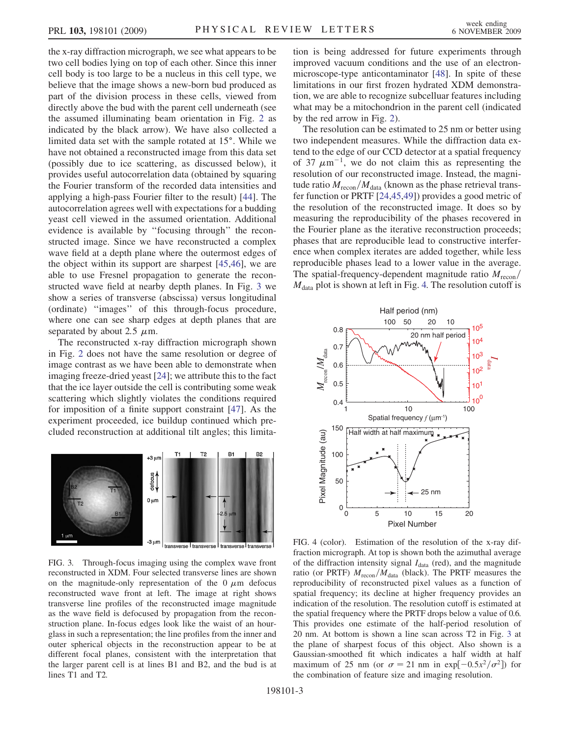the x-ray diffraction micrograph, we see what appears to be two cell bodies lying on top of each other. Since this inner cell body is too large to be a nucleus in this cell type, we believe that the image shows a new-born bud produced as part of the division process in these cells, viewed from directly above the bud with the parent cell underneath (see the assumed illuminating beam orientation in Fig. 2 as indicated by the black arrow). We have also collected a limited data set with the sample rotated at 15°. While we have not obtained a reconstructed image from this data set (possibly due to ice scattering, as discussed below), it provides useful autocorrelation data (obtained by squaring the Fourier transform of the recorded data intensities and applying a high-pass Fourier filter to the result) [44]. The autocorrelation agrees well with expectations for a budding yeast cell viewed in the assumed orientation. Additional evidence is available by "focusing through" the reconstructed image. Since we have reconstructed a complex wave field at a depth plane where the outermost edges of the object within its support are sharpest [45,46], we are able to use Fresnel propagation to generate the reconstructed wave field at nearby depth planes. In Fig. 3 we show a series of transverse (abscissa) versus longitudinal (ordinate) "images" of this through-focus procedure, where one can see sharp edges at depth planes that are separated by about 2.5 $\mu$m.

The reconstructed x-ray diffraction micrograph shown in Fig. 2 does not have the same resolution or degree of image contrast as we have been able to demonstrate when imaging freeze-dried yeast [24]; we attribute this to the fact that the ice layer outside the cell is contributing some weak scattering which slightly violates the conditions required for imposition of a finite support constraint [47]. As the experiment proceeded, ice buildup continued which precluded reconstruction at additional tilt angles; this limitation is being addressed for future experiments through improved vacuum conditions and the use of an electron-microscope-type anticontaminator [48]. In spite of these limitations in our first frozen hydrated XDM demonstration, we are able to recognize subcelluar features including what may be a mitochondrion in the parent cell (indicated by the red arrow in Fig. 2).

FIG. 3. Through-focus imaging using the complex wave front reconstructed in XDM. Four selected transverse lines are shown on the magnitude-only representation of the 0 $\mu$m defocus reconstructed wave front at left. The image at right shows transverse line profiles of the reconstructed image magnitude as the wave field is defocused by propagation from the reconstruction plane. In-focus edges look like the waist of an hourglass in such a representation; the line profiles from the inner and outer spherical objects in the reconstruction appear to be at different focal planes, consistent with the interpretation that the larger parent cell is at lines B1 and B2, and the bud is at lines T1 and T2.

The resolution can be estimated to 25 nm or better using two independent measures. While the diffraction data extend to the edge of our CCD detector at a spatial frequency of 37 $\mu$m$^{-1}$, we do not claim this as representing the resolution of our reconstructed image. Instead, the magnitude ratio $M_{\mathrm{recon}}/M_{\mathrm{data}}$ (known as the phase retrieval transfer function or PRTF [24,45,49]) provides a good metric of the resolution of the reconstructed image. It does so by measuring the reproducibility of the phases recovered in the Fourier plane as the iterative reconstruction proceeds; phases that are reproducible lead to constructive interference when complex iterates are added together, while less reproducible phases lead to a lower value in the average. The spatial-frequency-dependent magnitude ratio $M_{\mathrm{recon}}/M_{\mathrm{data}}$ plot is shown at left in Fig. 4. The resolution cutoff is

FIG. 4 (color). Estimation of the resolution of the x-ray diffraction micrograph. At top is shown both the azimuthal average of the diffraction intensity signal $I_{\mathrm{data}}$ (red), and the magnitude ratio (or PRTF) $M_{\mathrm{recon}}/M_{\mathrm{data}}$ (black). The PRTF measures the reproducibility of reconstructed pixel values as a function of spatial frequency; its decline at higher frequency provides an indication of the resolution. The resolution cutoff is estimated at the spatial frequency where the PRTF drops below a value of 0.6. This provides one estimate of the half-period resolution of 20 nm. At bottom is shown a line scan across T2 in Fig. 3 at the plane of sharpest focus of this object. Also shown is a Gaussian-smoothed fit which indicates a half width at half maximum of 25 nm (or $\sigma = 21$ nm in $\exp[-0.5x^2/\sigma^2]$) for the combination of feature size and imaging resolution.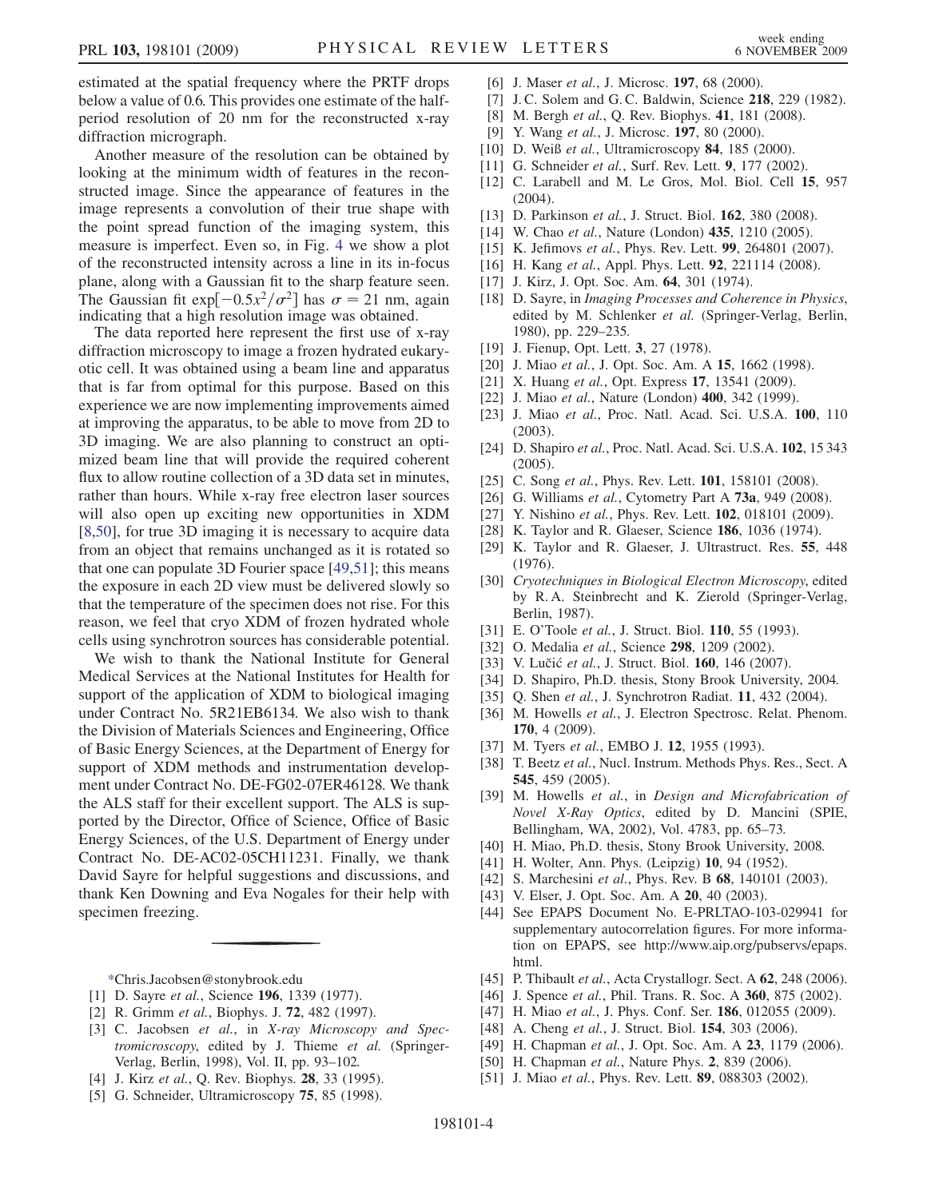estimated at the spatial frequency where the PRTF drops below a value of 0.6. This provides one estimate of the half-period resolution of 20 nm for the reconstructed x-ray diffraction micrograph.

Another measure of the resolution can be obtained by looking at the minimum width of features in the reconstructed image. Since the appearance of features in the image represents a convolution of their true shape with the point spread function of the imaging system, this measure is imperfect. Even so, in Fig. 4 we show a plot of the reconstructed intensity across a line in its in-focus plane, along with a Gaussian fit to the sharp feature seen. The Gaussian fit $\exp[-0.5x^2/\sigma^2]$ has $\sigma = 21$ nm, again indicating that a high resolution image was obtained.

The data reported here represent the first use of x-ray diffraction microscopy to image a frozen hydrated eukaryotic cell. It was obtained using a beam line and apparatus that is far from optimal for this purpose. Based on this experience we are now implementing improvements aimed at improving the apparatus, to be able to move from 2D to 3D imaging. We are also planning to construct an optimized beam line that will provide the required coherent flux to allow routine collection of a 3D data set in minutes, rather than hours. While x-ray free electron laser sources will also open up exciting new opportunities in XDM [8,50], for true 3D imaging it is necessary to acquire data from an object that remains unchanged as it is rotated so that one can populate 3D Fourier space [49,51]; this means the exposure in each 2D view must be delivered slowly so that the temperature of the specimen does not rise. For this reason, we feel that cryo XDM of frozen hydrated whole cells using synchrotron sources has considerable potential.

We wish to thank the National Institute for General Medical Services at the National Institutes for Health for support of the application of XDM to biological imaging under Contract No. 5R21EB6134. We also wish to thank the Division of Materials Sciences and Engineering, Office of Basic Energy Sciences, at the Department of Energy for support of XDM methods and instrumentation development under Contract No. DE-FG02-07ER46128. We thank the ALS staff for their excellent support. The ALS is supported by the Director, Office of Science, Office of Basic Energy Sciences, of the U.S. Department of Energy under Contract No. DE-AC02-05CH11231. Finally, we thank David Sayre for helpful suggestions and discussions, and thank Ken Downing and Eva Nogales for their help with specimen freezing.

---

*Chris.Jacobsen@stonybrook.edu

[1] D. Sayre *et al.*, Science **196**, 1339 (1977).

[2] R. Grimm *et al.*, Biophys. J. **72**, 482 (1997).

[3] C. Jacobsen *et al.*, in *X-ray Microscopy and Spectromicroscopy*, edited by J. Thieme *et al.* (Springer-Verlag, Berlin, 1998), Vol. II, pp. 93–102.

[4] J. Kirz *et al.*, Q. Rev. Biophys. **28**, 33 (1995).

[5] G. Schneider, Ultramicroscopy **75**, 85 (1998).

[6] J. Maser *et al.*, J. Microsc. **197**, 68 (2000).

[7] J. C. Solem and G. C. Baldwin, Science **218**, 229 (1982).

[8] M. Bergh *et al.*, Q. Rev. Biophys. **41**, 181 (2008).

[9] Y. Wang *et al.*, J. Microsc. **197**, 80 (2000).

[10] D. Weiß *et al.*, Ultramicroscopy **84**, 185 (2000).

[11] G. Schneider *et al.*, Surf. Rev. Lett. **9**, 177 (2002).

[12] C. Larabell and M. Le Gros, Mol. Biol. Cell **15**, 957 (2004).

[13] D. Parkinson *et al.*, J. Struct. Biol. **162**, 380 (2008).

[14] W. Chao *et al.*, Nature (London) **435**, 1210 (2005).

[15] K. Jefimovs *et al.*, Phys. Rev. Lett. **99**, 264801 (2007).

[16] H. Kang *et al.*, Appl. Phys. Lett. **92**, 221114 (2008).

[17] J. Kirz, J. Opt. Soc. Am. **64**, 301 (1974).

[18] D. Sayre, in *Imaging Processes and Coherence in Physics*, edited by M. Schlenker *et al.* (Springer-Verlag, Berlin, 1980), pp. 229–235.

[19] J. Fienup, Opt. Lett. **3**, 27 (1978).

[20] J. Miao *et al.*, J. Opt. Soc. Am. A **15**, 1662 (1998).

[21] X. Huang *et al.*, Opt. Express **17**, 13541 (2009).

[22] J. Miao *et al.*, Nature (London) **400**, 342 (1999).

[23] J. Miao *et al.*, Proc. Natl. Acad. Sci. U.S.A. **100**, 110 (2003).

[24] D. Shapiro *et al.*, Proc. Natl. Acad. Sci. U.S.A. **102**, 15 343 (2005).

[25] C. Song *et al.*, Phys. Rev. Lett. **101**, 158101 (2008).

[26] G. Williams *et al.*, Cytometry Part A **73a**, 949 (2008).

[27] Y. Nishino *et al.*, Phys. Rev. Lett. **102**, 018101 (2009).

[28] K. Taylor and R. Glaeser, Science **186**, 1036 (1974).

[29] K. Taylor and R. Glaeser, J. Ultrastruct. Res. **55**, 448 (1976).

[30] *Cryotechniques in Biological Electron Microscopy*, edited by R. A. Steinbrecht and K. Zierold (Springer-Verlag, Berlin, 1987).

[31] E. O'Toole *et al.*, J. Struct. Biol. **110**, 55 (1993).

[32] O. Medalia *et al.*, Science **298**, 1209 (2002).

[33] V. Lučić *et al.*, J. Struct. Biol. **160**, 146 (2007).

[34] D. Shapiro, Ph.D. thesis, Stony Brook University, 2004.

[35] Q. Shen *et al.*, J. Synchrotron Radiat. **11**, 432 (2004).

[36] M. Howells *et al.*, J. Electron Spectrosc. Relat. Phenom. **170**, 4 (2009).

[37] M. Tyers *et al.*, EMBO J. **12**, 1955 (1993).

[38] T. Beetz *et al.*, Nucl. Instrum. Methods Phys. Res., Sect. A **545**, 459 (2005).

[39] M. Howells *et al.*, in *Design and Microfabrication of Novel X-Ray Optics*, edited by D. Mancini (SPIE, Bellingham, WA, 2002), Vol. 4783, pp. 65–73.

[40] H. Miao, Ph.D. thesis, Stony Brook University, 2008.

[41] H. Wolter, Ann. Phys. (Leipzig) **10**, 94 (1952).

[42] S. Marchesini *et al.*, Phys. Rev. B **68**, 140101 (2003).

[43] V. Elser, J. Opt. Soc. Am. A **20**, 40 (2003).

[44] See EPAPS Document No. E-PRLTAO-103-029941 for supplementary autocorrelation figures. For more information on EPAPS, see http://www.aip.org/pubservs/epaps.html.

[45] P. Thibault *et al.*, Acta Crystallogr. Sect. A **62**, 248 (2006).

[46] J. Spence *et al.*, Phil. Trans. R. Soc. A **360**, 875 (2002).

[47] H. Miao *et al.*, J. Phys. Conf. Ser. **186**, 012055 (2009).

[48] A. Cheng *et al.*, J. Struct. Biol. **154**, 303 (2006).

[49] H. Chapman *et al.*, J. Opt. Soc. Am. A **23**, 1179 (2006).

[50] H. Chapman *et al.*, Nature Phys. **2**, 839 (2006).

[51] J. Miao *et al.*, Phys. Rev. Lett. **89**, 088303 (2002).